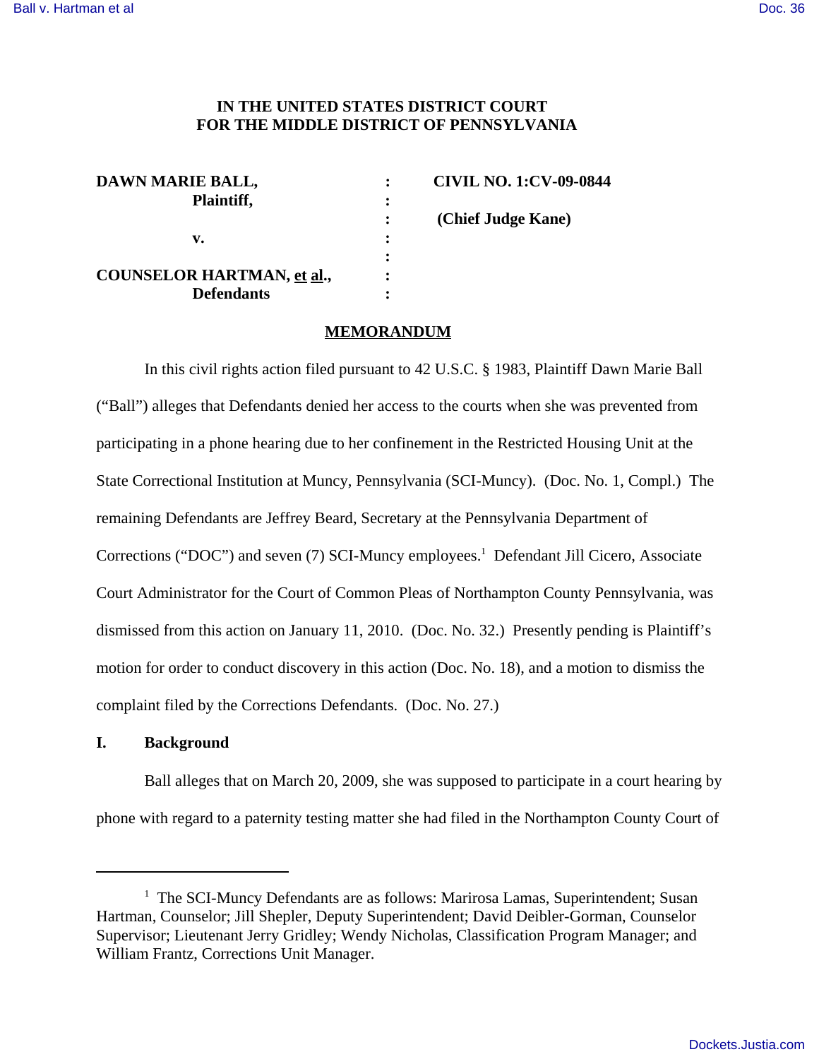**IN THE UNITED STATES DISTRICT COURT
FOR THE MIDDLE DISTRICT OF PENNSYLVANIA**

| | | |
|---|---|---|
| **DAWN MARIE BALL,** | : | **CIVIL NO. 1:CV-09-0844** |
| **Plaintiff,** | : | |
| | : | **(Chief Judge Kane)** |
| **v.** | : | |
| | : | |
| **COUNSELOR HARTMAN, et al.,** | : | |
| **Defendants** | : | |

## MEMORANDUM

In this civil rights action filed pursuant to 42 U.S.C. § 1983, Plaintiff Dawn Marie Ball ("Ball") alleges that Defendants denied her access to the courts when she was prevented from participating in a phone hearing due to her confinement in the Restricted Housing Unit at the State Correctional Institution at Muncy, Pennsylvania (SCI-Muncy). (Doc. No. 1, Compl.) The remaining Defendants are Jeffrey Beard, Secretary at the Pennsylvania Department of Corrections ("DOC") and seven (7) SCI-Muncy employees.[1] Defendant Jill Cicero, Associate Court Administrator for the Court of Common Pleas of Northampton County Pennsylvania, was dismissed from this action on January 11, 2010. (Doc. No. 32.) Presently pending is Plaintiff's motion for order to conduct discovery in this action (Doc. No. 18), and a motion to dismiss the complaint filed by the Corrections Defendants. (Doc. No. 27.)

### I. Background

Ball alleges that on March 20, 2009, she was supposed to participate in a court hearing by phone with regard to a paternity testing matter she had filed in the Northampton County Court of

---

[1] The SCI-Muncy Defendants are as follows: Marirosa Lamas, Superintendent; Susan Hartman, Counselor; Jill Shepler, Deputy Superintendent; David Deibler-Gorman, Counselor Supervisor; Lieutenant Jerry Gridley; Wendy Nicholas, Classification Program Manager; and William Frantz, Corrections Unit Manager.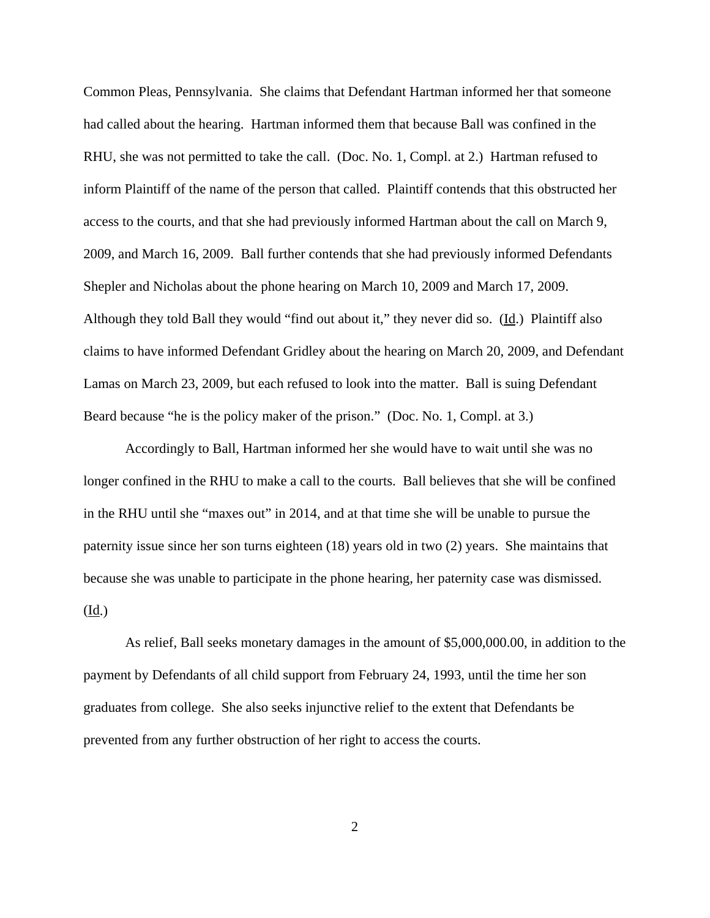Common Pleas, Pennsylvania. She claims that Defendant Hartman informed her that someone had called about the hearing. Hartman informed them that because Ball was confined in the RHU, she was not permitted to take the call. (Doc. No. 1, Compl. at 2.) Hartman refused to inform Plaintiff of the name of the person that called. Plaintiff contends that this obstructed her access to the courts, and that she had previously informed Hartman about the call on March 9, 2009, and March 16, 2009. Ball further contends that she had previously informed Defendants Shepler and Nicholas about the phone hearing on March 10, 2009 and March 17, 2009. Although they told Ball they would "find out about it," they never did so. (Id.) Plaintiff also claims to have informed Defendant Gridley about the hearing on March 20, 2009, and Defendant Lamas on March 23, 2009, but each refused to look into the matter. Ball is suing Defendant Beard because "he is the policy maker of the prison." (Doc. No. 1, Compl. at 3.)

Accordingly to Ball, Hartman informed her she would have to wait until she was no longer confined in the RHU to make a call to the courts. Ball believes that she will be confined in the RHU until she "maxes out" in 2014, and at that time she will be unable to pursue the paternity issue since her son turns eighteen (18) years old in two (2) years. She maintains that because she was unable to participate in the phone hearing, her paternity case was dismissed. (Id.)

As relief, Ball seeks monetary damages in the amount of $5,000,000.00, in addition to the payment by Defendants of all child support from February 24, 1993, until the time her son graduates from college. She also seeks injunctive relief to the extent that Defendants be prevented from any further obstruction of her right to access the courts.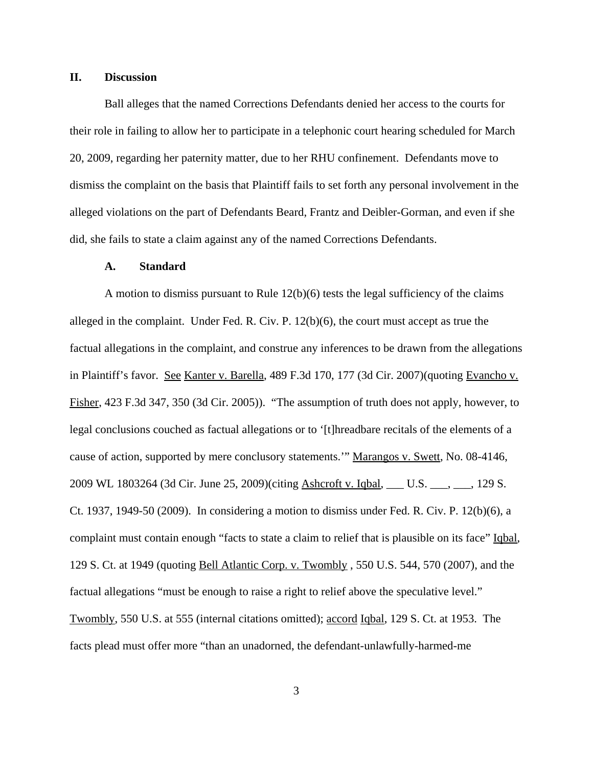## II. Discussion

Ball alleges that the named Corrections Defendants denied her access to the courts for their role in failing to allow her to participate in a telephonic court hearing scheduled for March 20, 2009, regarding her paternity matter, due to her RHU confinement. Defendants move to dismiss the complaint on the basis that Plaintiff fails to set forth any personal involvement in the alleged violations on the part of Defendants Beard, Frantz and Deibler-Gorman, and even if she did, she fails to state a claim against any of the named Corrections Defendants.

### A. Standard

A motion to dismiss pursuant to Rule 12(b)(6) tests the legal sufficiency of the claims alleged in the complaint. Under Fed. R. Civ. P. 12(b)(6), the court must accept as true the factual allegations in the complaint, and construe any inferences to be drawn from the allegations in Plaintiff's favor. See Kanter v. Barella, 489 F.3d 170, 177 (3d Cir. 2007)(quoting Evancho v. Fisher, 423 F.3d 347, 350 (3d Cir. 2005)). "The assumption of truth does not apply, however, to legal conclusions couched as factual allegations or to '[t]hreadbare recitals of the elements of a cause of action, supported by mere conclusory statements.'" Marangos v. Swett, No. 08-4146, 2009 WL 1803264 (3d Cir. June 25, 2009)(citing Ashcroft v. Iqbal, ___ U.S. ___, ___, 129 S. Ct. 1937, 1949-50 (2009). In considering a motion to dismiss under Fed. R. Civ. P. 12(b)(6), a complaint must contain enough "facts to state a claim to relief that is plausible on its face" Iqbal, 129 S. Ct. at 1949 (quoting Bell Atlantic Corp. v. Twombly , 550 U.S. 544, 570 (2007), and the factual allegations "must be enough to raise a right to relief above the speculative level." Twombly, 550 U.S. at 555 (internal citations omitted); accord Iqbal, 129 S. Ct. at 1953. The facts plead must offer more "than an unadorned, the defendant-unlawfully-harmed-me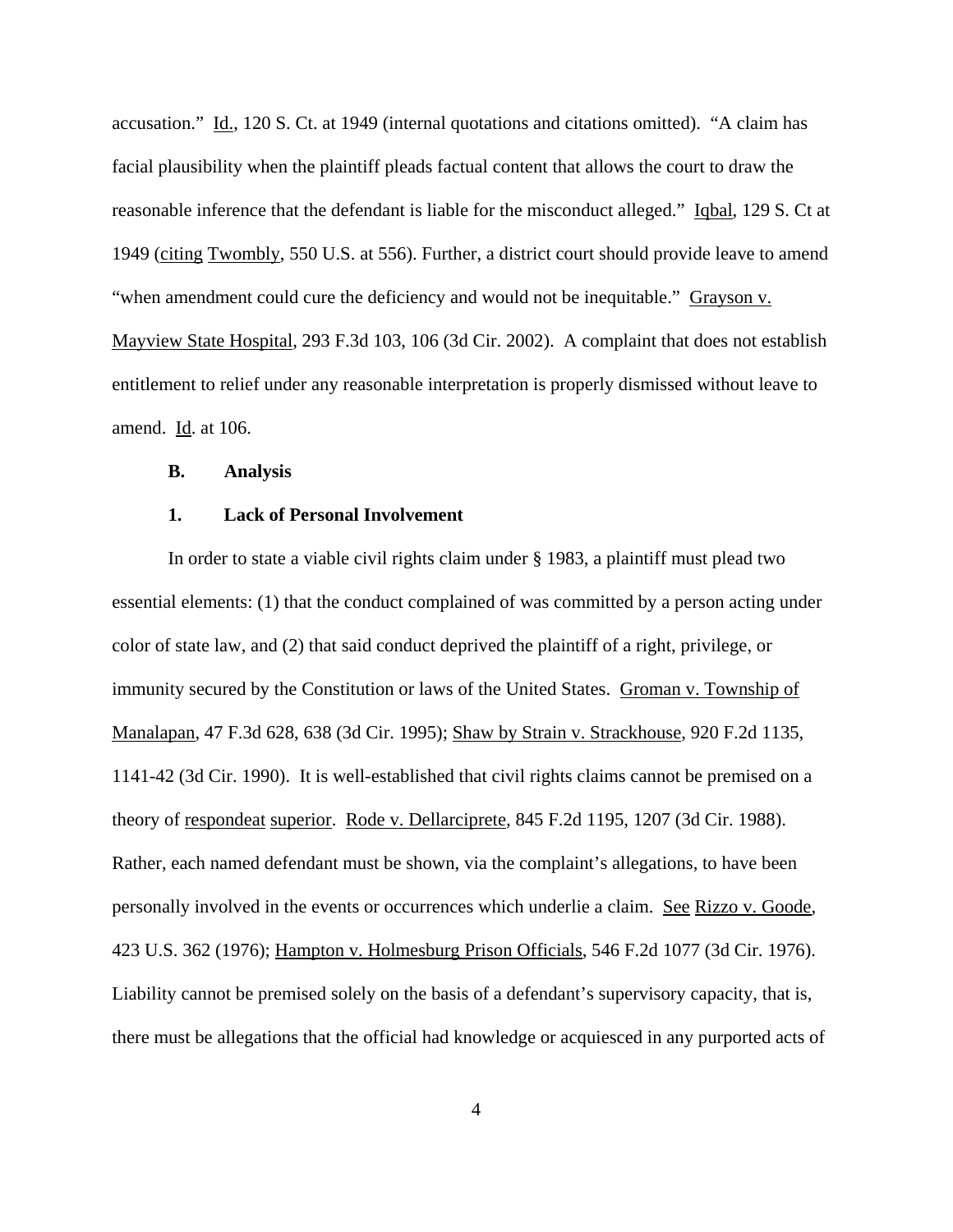accusation." Id., 120 S. Ct. at 1949 (internal quotations and citations omitted). "A claim has facial plausibility when the plaintiff pleads factual content that allows the court to draw the reasonable inference that the defendant is liable for the misconduct alleged." Iqbal, 129 S. Ct at 1949 (citing Twombly, 550 U.S. at 556). Further, a district court should provide leave to amend "when amendment could cure the deficiency and would not be inequitable." Grayson v. Mayview State Hospital, 293 F.3d 103, 106 (3d Cir. 2002). A complaint that does not establish entitlement to relief under any reasonable interpretation is properly dismissed without leave to amend. Id. at 106.

**B. Analysis**

**1. Lack of Personal Involvement**

In order to state a viable civil rights claim under § 1983, a plaintiff must plead two essential elements: (1) that the conduct complained of was committed by a person acting under color of state law, and (2) that said conduct deprived the plaintiff of a right, privilege, or immunity secured by the Constitution or laws of the United States. Groman v. Township of Manalapan, 47 F.3d 628, 638 (3d Cir. 1995); Shaw by Strain v. Strackhouse, 920 F.2d 1135, 1141-42 (3d Cir. 1990). It is well-established that civil rights claims cannot be premised on a theory of respondeat superior. Rode v. Dellarciprete, 845 F.2d 1195, 1207 (3d Cir. 1988). Rather, each named defendant must be shown, via the complaint's allegations, to have been personally involved in the events or occurrences which underlie a claim. See Rizzo v. Goode, 423 U.S. 362 (1976); Hampton v. Holmesburg Prison Officials, 546 F.2d 1077 (3d Cir. 1976). Liability cannot be premised solely on the basis of a defendant's supervisory capacity, that is, there must be allegations that the official had knowledge or acquiesced in any purported acts of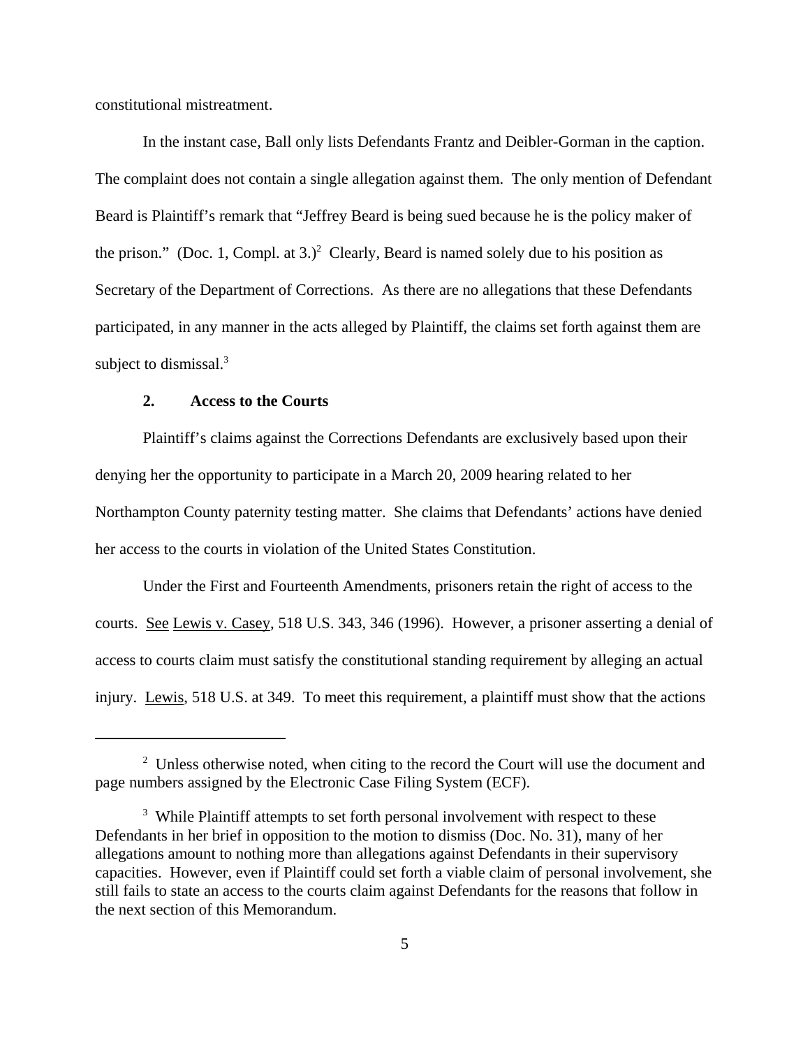constitutional mistreatment.

In the instant case, Ball only lists Defendants Frantz and Deibler-Gorman in the caption. The complaint does not contain a single allegation against them. The only mention of Defendant Beard is Plaintiff's remark that "Jeffrey Beard is being sued because he is the policy maker of the prison." (Doc. 1, Compl. at 3.)[2] Clearly, Beard is named solely due to his position as Secretary of the Department of Corrections. As there are no allegations that these Defendants participated, in any manner in the acts alleged by Plaintiff, the claims set forth against them are subject to dismissal.[3]

**2. Access to the Courts**

Plaintiff's claims against the Corrections Defendants are exclusively based upon their denying her the opportunity to participate in a March 20, 2009 hearing related to her Northampton County paternity testing matter. She claims that Defendants' actions have denied her access to the courts in violation of the United States Constitution.

Under the First and Fourteenth Amendments, prisoners retain the right of access to the courts. See Lewis v. Casey, 518 U.S. 343, 346 (1996). However, a prisoner asserting a denial of access to courts claim must satisfy the constitutional standing requirement by alleging an actual injury. Lewis, 518 U.S. at 349. To meet this requirement, a plaintiff must show that the actions

---

[2] Unless otherwise noted, when citing to the record the Court will use the document and page numbers assigned by the Electronic Case Filing System (ECF).

[3] While Plaintiff attempts to set forth personal involvement with respect to these Defendants in her brief in opposition to the motion to dismiss (Doc. No. 31), many of her allegations amount to nothing more than allegations against Defendants in their supervisory capacities. However, even if Plaintiff could set forth a viable claim of personal involvement, she still fails to state an access to the courts claim against Defendants for the reasons that follow in the next section of this Memorandum.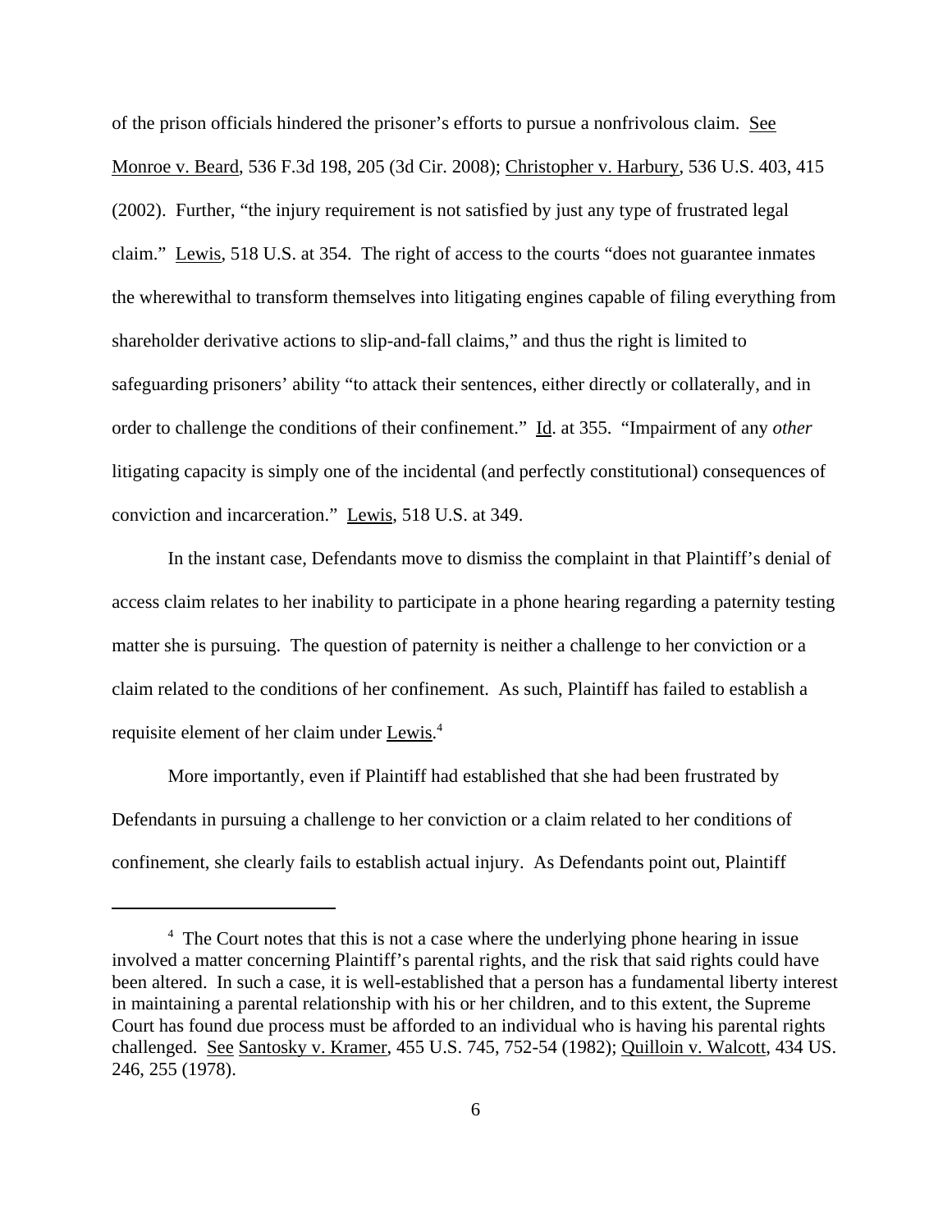of the prison officials hindered the prisoner's efforts to pursue a nonfrivolous claim. See Monroe v. Beard, 536 F.3d 198, 205 (3d Cir. 2008); Christopher v. Harbury, 536 U.S. 403, 415 (2002). Further, "the injury requirement is not satisfied by just any type of frustrated legal claim." Lewis, 518 U.S. at 354. The right of access to the courts "does not guarantee inmates the wherewithal to transform themselves into litigating engines capable of filing everything from shareholder derivative actions to slip-and-fall claims," and thus the right is limited to safeguarding prisoners' ability "to attack their sentences, either directly or collaterally, and in order to challenge the conditions of their confinement." Id. at 355. "Impairment of any *other* litigating capacity is simply one of the incidental (and perfectly constitutional) consequences of conviction and incarceration." Lewis, 518 U.S. at 349.

In the instant case, Defendants move to dismiss the complaint in that Plaintiff's denial of access claim relates to her inability to participate in a phone hearing regarding a paternity testing matter she is pursuing. The question of paternity is neither a challenge to her conviction or a claim related to the conditions of her confinement. As such, Plaintiff has failed to establish a requisite element of her claim under Lewis.[4]

More importantly, even if Plaintiff had established that she had been frustrated by Defendants in pursuing a challenge to her conviction or a claim related to her conditions of confinement, she clearly fails to establish actual injury. As Defendants point out, Plaintiff

---

[4] The Court notes that this is not a case where the underlying phone hearing in issue involved a matter concerning Plaintiff's parental rights, and the risk that said rights could have been altered. In such a case, it is well-established that a person has a fundamental liberty interest in maintaining a parental relationship with his or her children, and to this extent, the Supreme Court has found due process must be afforded to an individual who is having his parental rights challenged. See Santosky v. Kramer, 455 U.S. 745, 752-54 (1982); Quilloin v. Walcott, 434 US. 246, 255 (1978).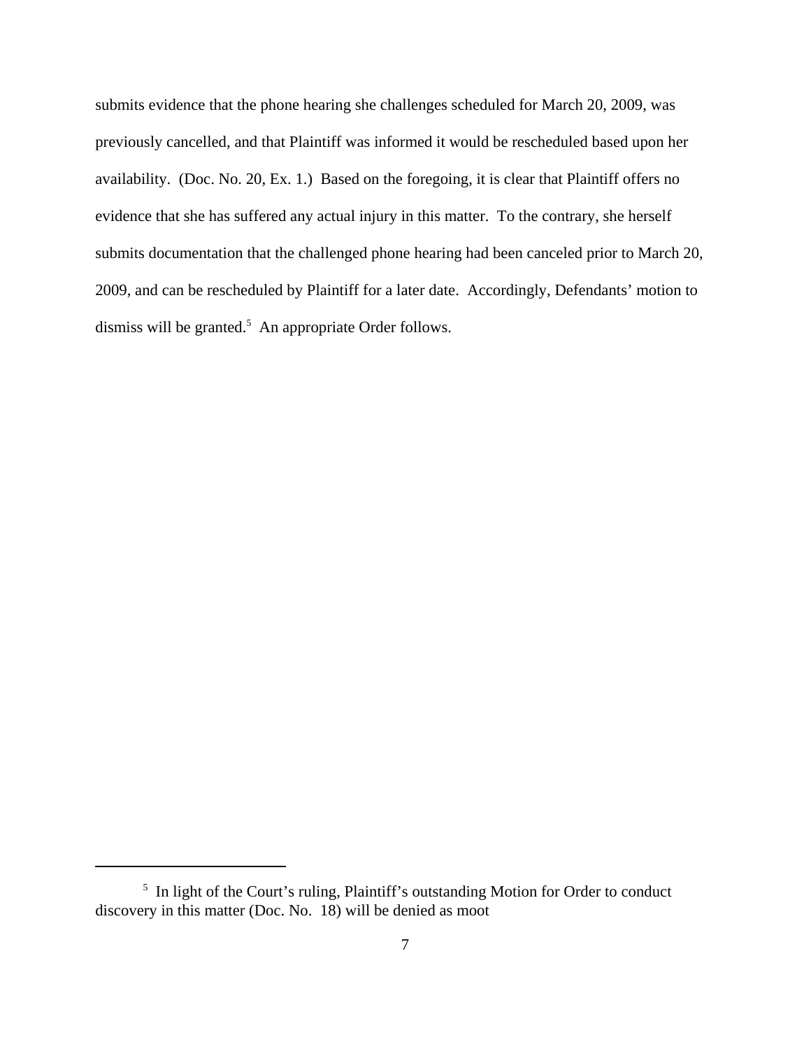submits evidence that the phone hearing she challenges scheduled for March 20, 2009, was previously cancelled, and that Plaintiff was informed it would be rescheduled based upon her availability. (Doc. No. 20, Ex. 1.) Based on the foregoing, it is clear that Plaintiff offers no evidence that she has suffered any actual injury in this matter. To the contrary, she herself submits documentation that the challenged phone hearing had been canceled prior to March 20, 2009, and can be rescheduled by Plaintiff for a later date. Accordingly, Defendants' motion to dismiss will be granted.[5] An appropriate Order follows.

---

[5] In light of the Court's ruling, Plaintiff's outstanding Motion for Order to conduct discovery in this matter (Doc. No. 18) will be denied as moot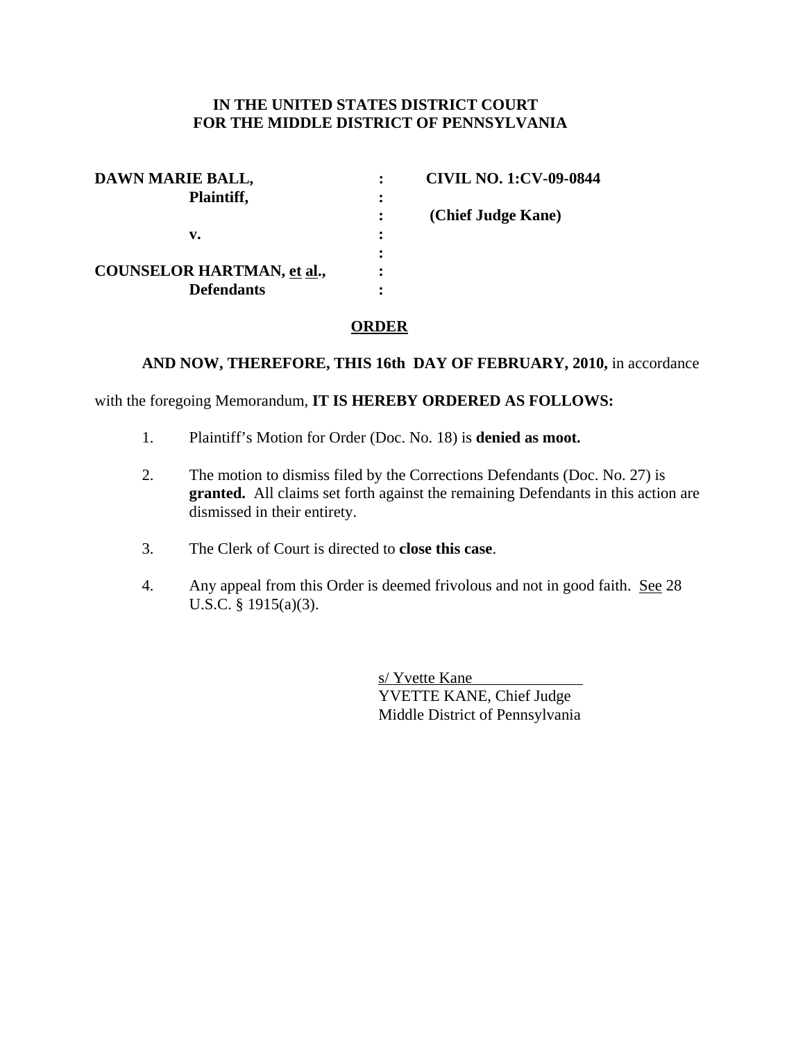**IN THE UNITED STATES DISTRICT COURT**
**FOR THE MIDDLE DISTRICT OF PENNSYLVANIA**

| | | |
|---|---|---|
| **DAWN MARIE BALL,** | : | **CIVIL NO. 1:CV-09-0844** |
| **Plaintiff,** | : | |
| | : | **(Chief Judge Kane)** |
| **v.** | : | |
| | : | |
| **COUNSELOR HARTMAN, et al.,** | : | |
| **Defendants** | : | |

**ORDER**

**AND NOW, THEREFORE, THIS 16th DAY OF FEBRUARY, 2010,** in accordance with the foregoing Memorandum, **IT IS HEREBY ORDERED AS FOLLOWS:**

1. Plaintiff's Motion for Order (Doc. No. 18) is **denied as moot.**

2. The motion to dismiss filed by the Corrections Defendants (Doc. No. 27) is **granted.** All claims set forth against the remaining Defendants in this action are dismissed in their entirety.

3. The Clerk of Court is directed to **close this case**.

4. Any appeal from this Order is deemed frivolous and not in good faith. See 28 U.S.C. § 1915(a)(3).

s/ Yvette Kane
YVETTE KANE, Chief Judge
Middle District of Pennsylvania